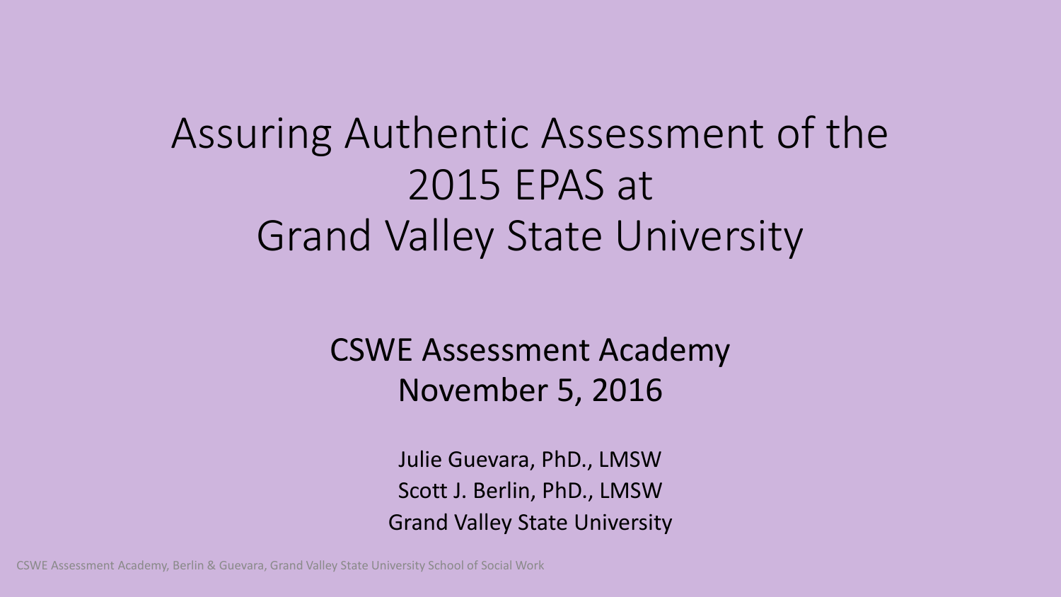# Assuring Authentic Assessment of the 2015 EPAS at Grand Valley State University

## CSWE Assessment Academy
## November 5, 2016

Julie Guevara, PhD., LMSW
Scott J. Berlin, PhD., LMSW
Grand Valley State University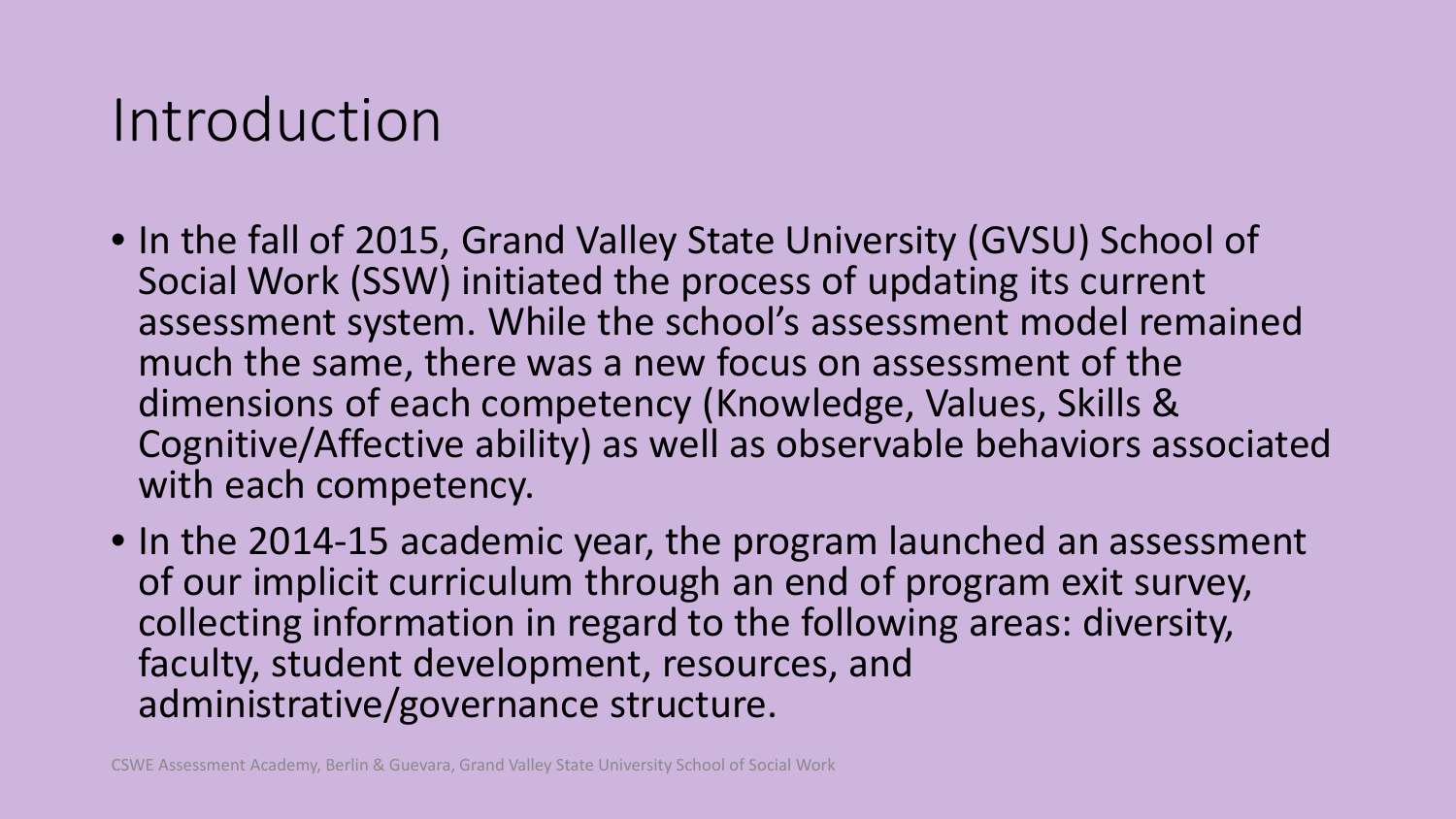# Introduction

- In the fall of 2015, Grand Valley State University (GVSU) School of Social Work (SSW) initiated the process of updating its current assessment system. While the school's assessment model remained much the same, there was a new focus on assessment of the dimensions of each competency (Knowledge, Values, Skills & Cognitive/Affective ability) as well as observable behaviors associated with each competency.
- In the 2014-15 academic year, the program launched an assessment of our implicit curriculum through an end of program exit survey, collecting information in regard to the following areas: diversity, faculty, student development, resources, and administrative/governance structure.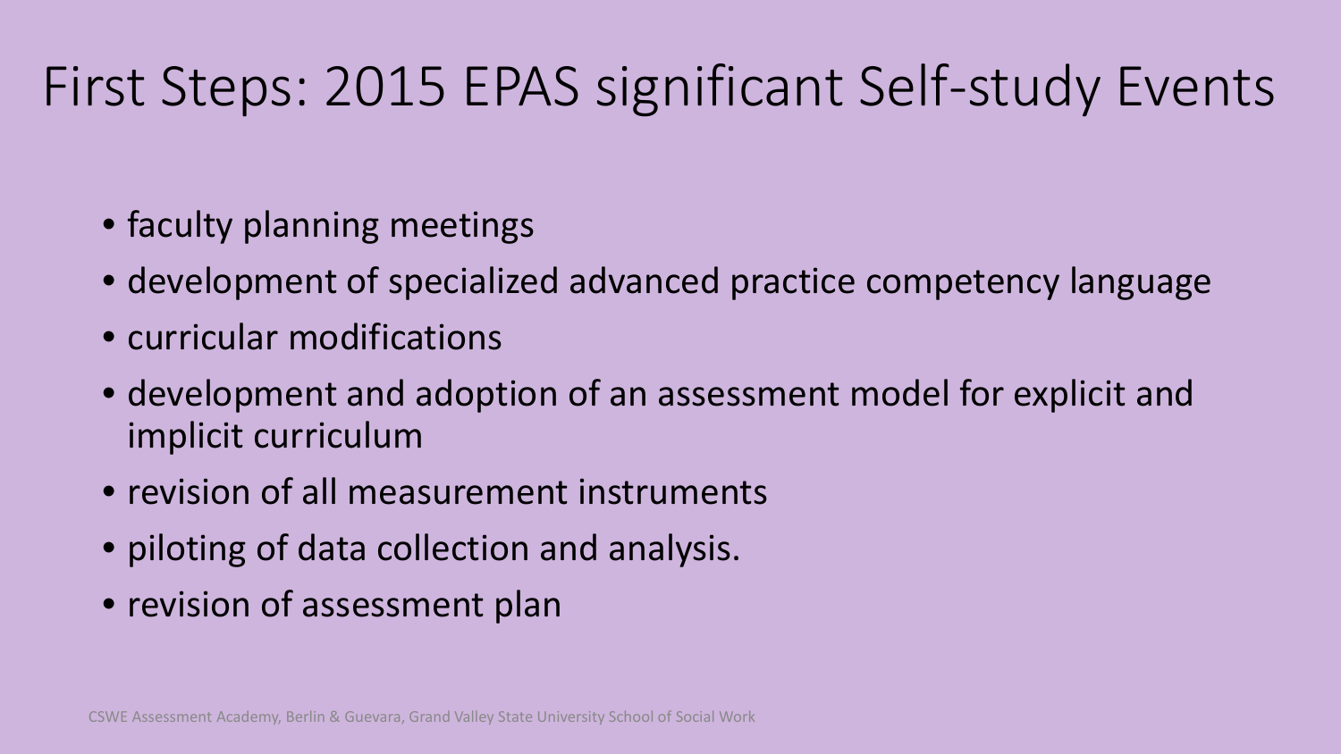# First Steps: 2015 EPAS significant Self-study Events

- faculty planning meetings
- development of specialized advanced practice competency language
- curricular modifications
- development and adoption of an assessment model for explicit and implicit curriculum
- revision of all measurement instruments
- piloting of data collection and analysis.
- revision of assessment plan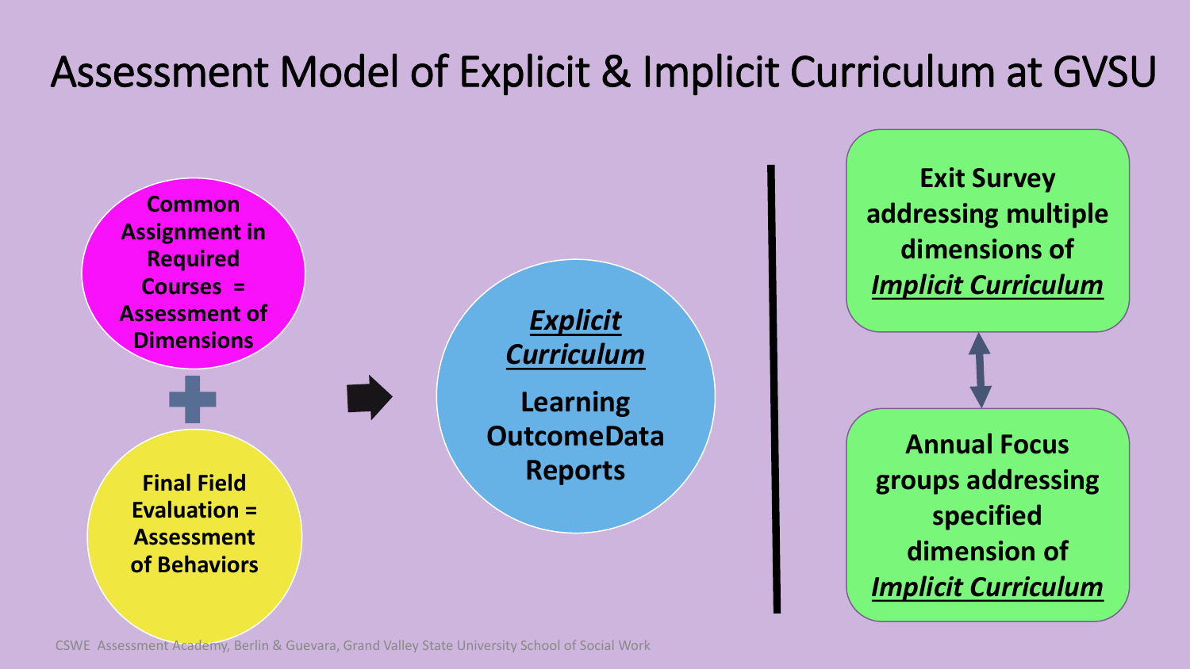# Assessment Model of Explicit & Implicit Curriculum at GVSU

**Common Assignment in Required Courses = Assessment of Dimensions**

+

**Final Field Evaluation = Assessment of Behaviors**

→

***Explicit Curriculum***

**Learning OutcomeData Reports**

**Exit Survey addressing multiple dimensions of *Implicit Curriculum***

↕

**Annual Focus groups addressing specified dimension of *Implicit Curriculum***

CSWE Assessment Academy, Berlin & Guevara, Grand Valley State University School of Social Work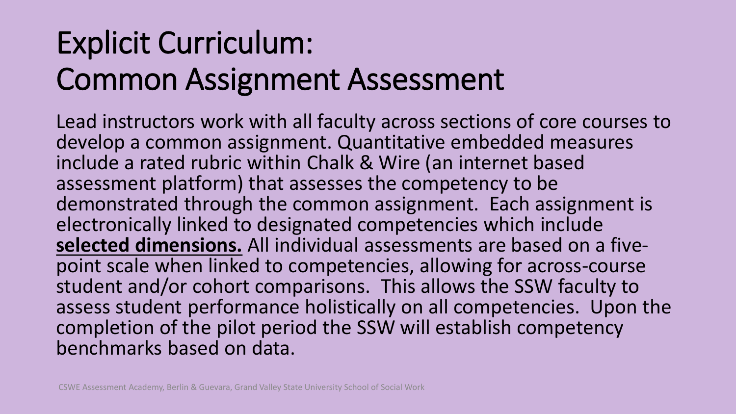# Explicit Curriculum: Common Assignment Assessment

Lead instructors work with all faculty across sections of core courses to develop a common assignment. Quantitative embedded measures include a rated rubric within Chalk & Wire (an internet based assessment platform) that assesses the competency to be demonstrated through the common assignment. Each assignment is electronically linked to designated competencies which include **selected dimensions.** All individual assessments are based on a five-point scale when linked to competencies, allowing for across-course student and/or cohort comparisons. This allows the SSW faculty to assess student performance holistically on all competencies. Upon the completion of the pilot period the SSW will establish competency benchmarks based on data.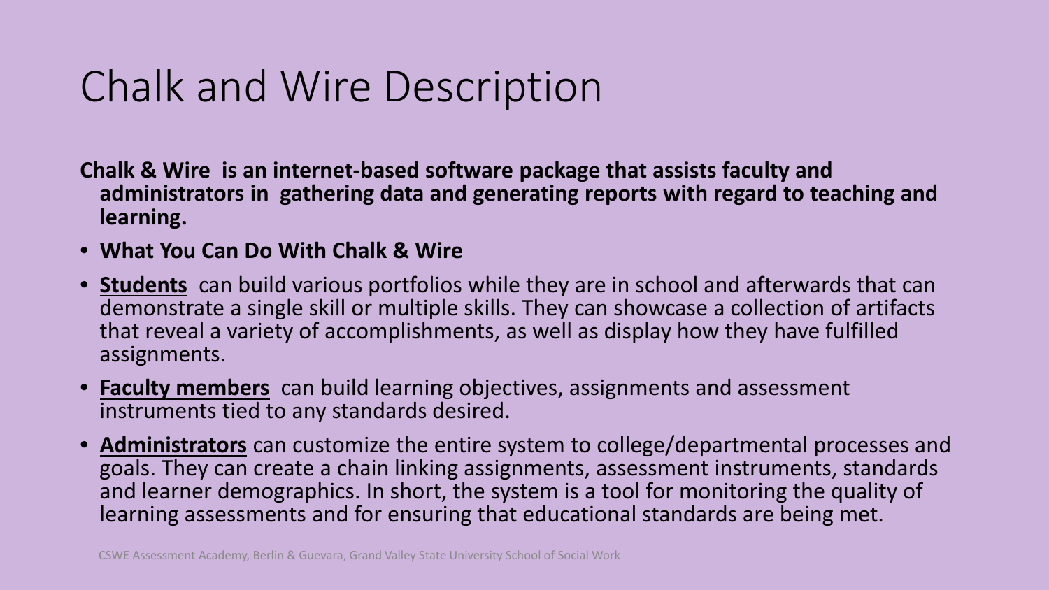# Chalk and Wire Description

**Chalk & Wire is an internet-based software package that assists faculty and administrators in gathering data and generating reports with regard to teaching and learning.**

- **What You Can Do With Chalk & Wire**
- **Students** can build various portfolios while they are in school and afterwards that can demonstrate a single skill or multiple skills. They can showcase a collection of artifacts that reveal a variety of accomplishments, as well as display how they have fulfilled assignments.
- **Faculty members** can build learning objectives, assignments and assessment instruments tied to any standards desired.
- **Administrators** can customize the entire system to college/departmental processes and goals. They can create a chain linking assignments, assessment instruments, standards and learner demographics. In short, the system is a tool for monitoring the quality of learning assessments and for ensuring that educational standards are being met.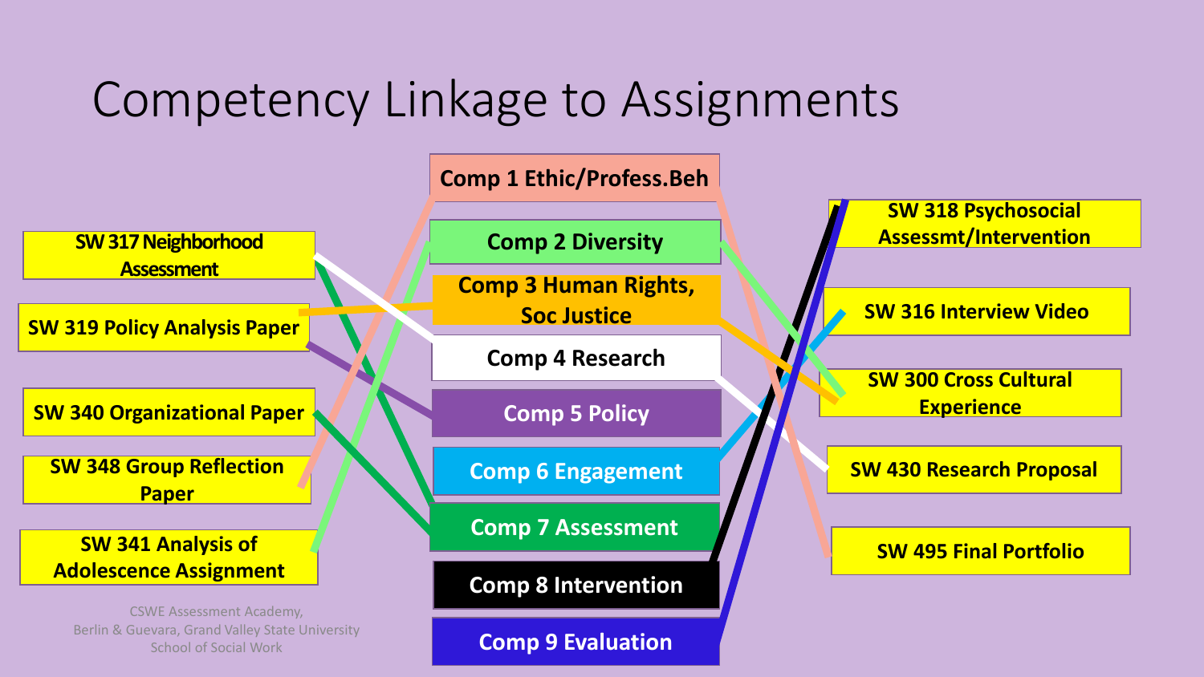# Competency Linkage to Assignments

- SW 317 Neighborhood Assessment
- SW 319 Policy Analysis Paper
- SW 340 Organizational Paper
- SW 348 Group Reflection Paper
- SW 341 Analysis of Adolescence Assignment

- Comp 1 Ethic/Profess.Beh
- Comp 2 Diversity
- Comp 3 Human Rights, Soc Justice
- Comp 4 Research
- Comp 5 Policy
- Comp 6 Engagement
- Comp 7 Assessment
- Comp 8 Intervention
- Comp 9 Evaluation

- SW 318 Psychosocial Assessmt/Intervention
- SW 316 Interview Video
- SW 300 Cross Cultural Experience
- SW 430 Research Proposal
- SW 495 Final Portfolio

CSWE Assessment Academy,
Berlin & Guevara, Grand Valley State University
School of Social Work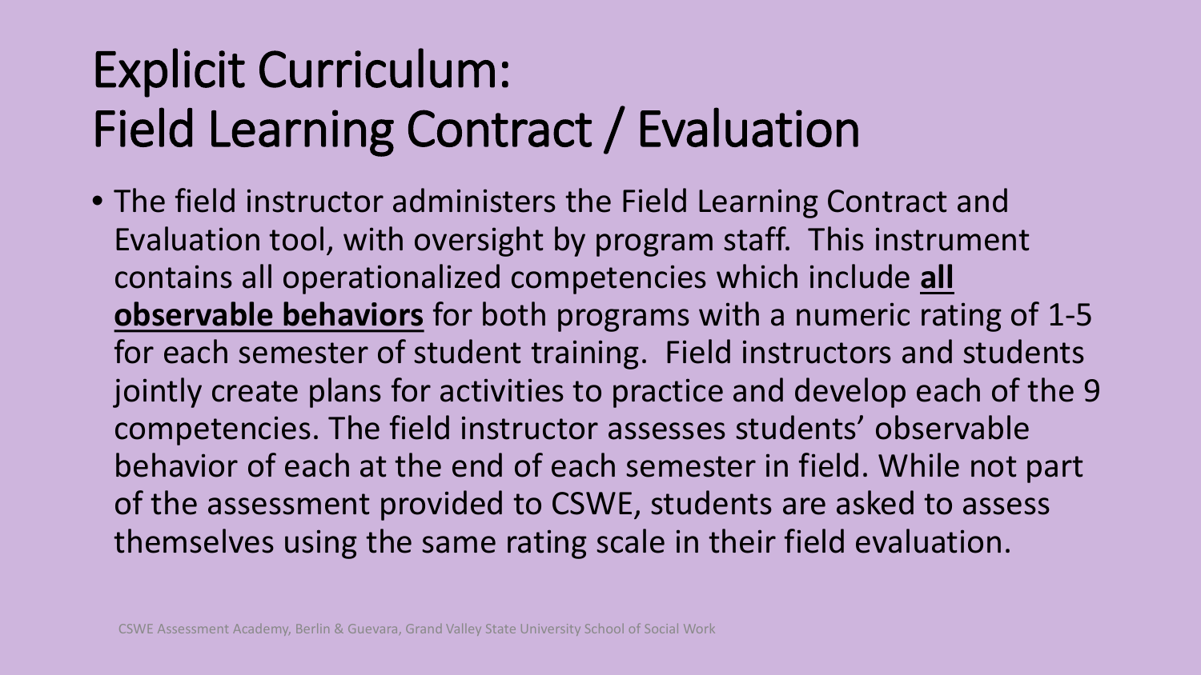# Explicit Curriculum:
# Field Learning Contract / Evaluation

- The field instructor administers the Field Learning Contract and Evaluation tool, with oversight by program staff. This instrument contains all operationalized competencies which include **all observable behaviors** for both programs with a numeric rating of 1-5 for each semester of student training. Field instructors and students jointly create plans for activities to practice and develop each of the 9 competencies. The field instructor assesses students' observable behavior of each at the end of each semester in field. While not part of the assessment provided to CSWE, students are asked to assess themselves using the same rating scale in their field evaluation.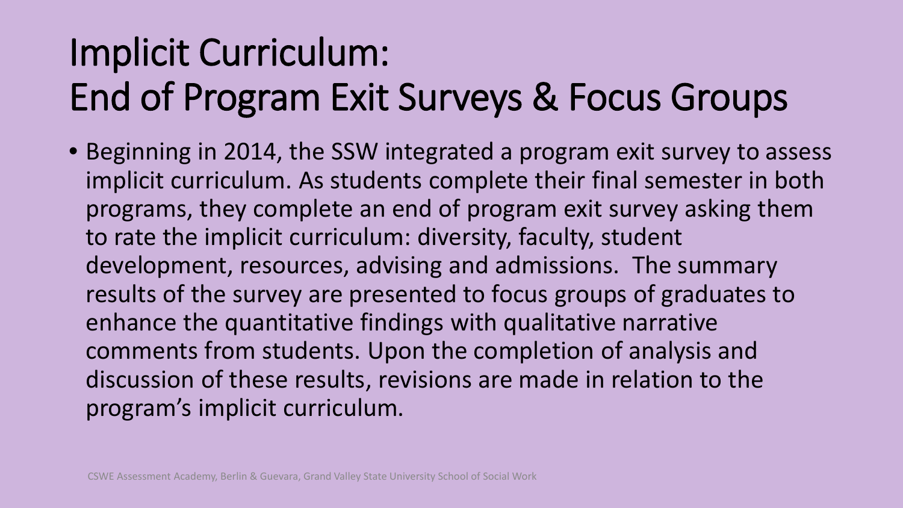# Implicit Curriculum: End of Program Exit Surveys & Focus Groups

- Beginning in 2014, the SSW integrated a program exit survey to assess implicit curriculum. As students complete their final semester in both programs, they complete an end of program exit survey asking them to rate the implicit curriculum: diversity, faculty, student development, resources, advising and admissions. The summary results of the survey are presented to focus groups of graduates to enhance the quantitative findings with qualitative narrative comments from students. Upon the completion of analysis and discussion of these results, revisions are made in relation to the program's implicit curriculum.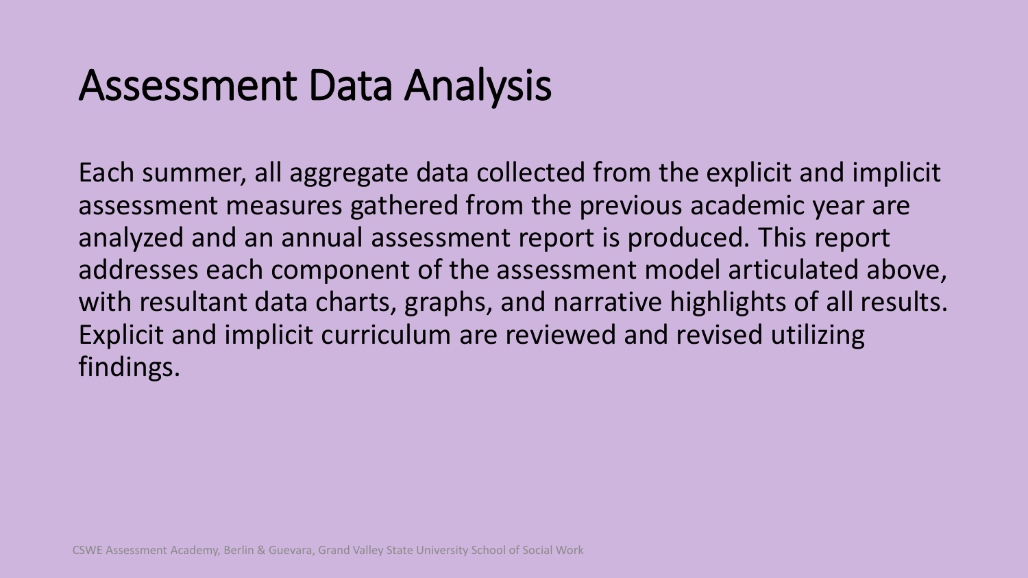# Assessment Data Analysis

Each summer, all aggregate data collected from the explicit and implicit assessment measures gathered from the previous academic year are analyzed and an annual assessment report is produced. This report addresses each component of the assessment model articulated above, with resultant data charts, graphs, and narrative highlights of all results. Explicit and implicit curriculum are reviewed and revised utilizing findings.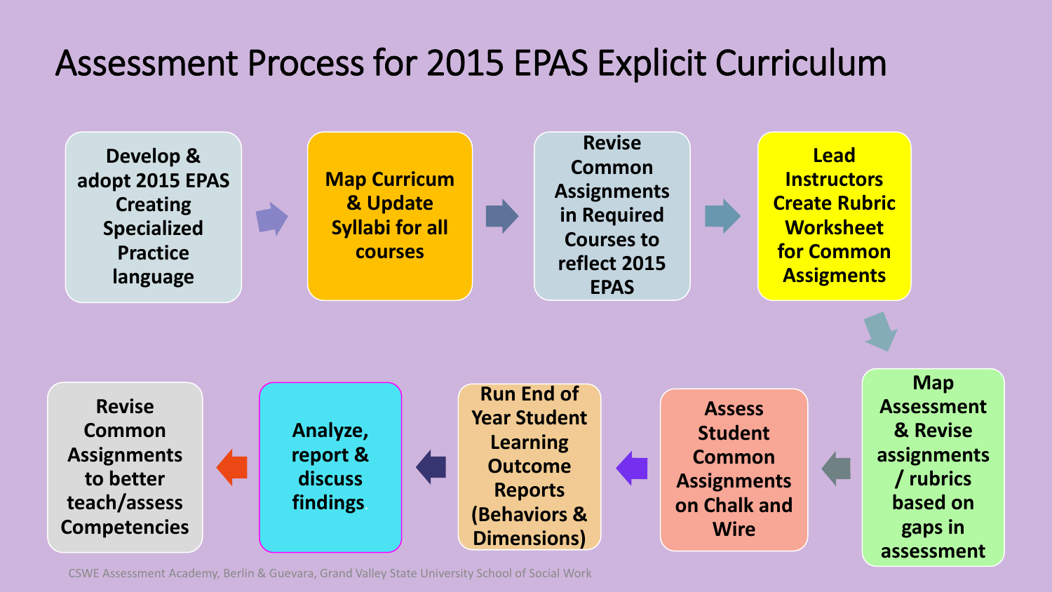# Assessment Process for 2015 EPAS Explicit Curriculum

1. Develop & adopt 2015 EPAS Creating Specialized Practice language
2. Map Curricum & Update Syllabi for all courses
3. Revise Common Assignments in Required Courses to reflect 2015 EPAS
4. Lead Instructors Create Rubric Worksheet for Common Assigments
5. Map Assessment & Revise assignments / rubrics based on gaps in assessment
6. Assess Student Common Assignments on Chalk and Wire
7. Run End of Year Student Learning Outcome Reports (Behaviors & Dimensions)
8. Analyze, report & discuss findings.
9. Revise Common Assignments to better teach/assess Competencies

CSWE Assessment Academy, Berlin & Guevara, Grand Valley State University School of Social Work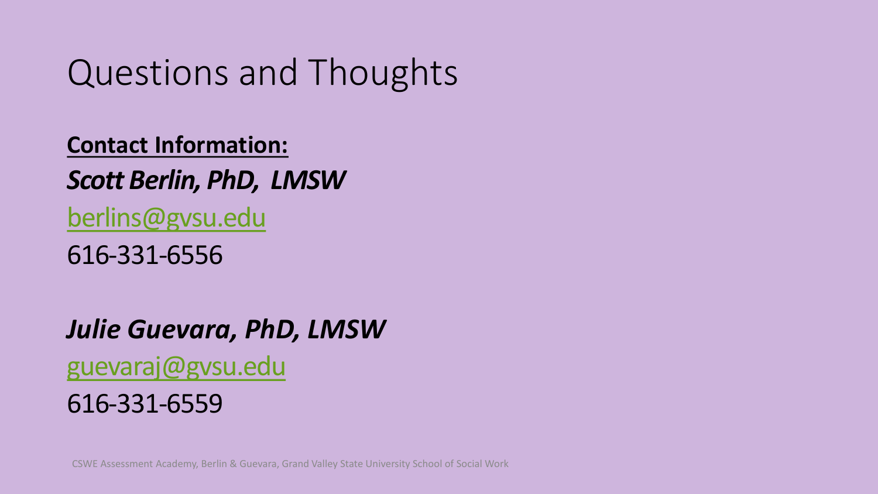# Questions and Thoughts

**Contact Information:**

***Scott Berlin, PhD, LMSW***

berlins@gvsu.edu

616-331-6556

***Julie Guevara, PhD, LMSW***

guevaraj@gvsu.edu

616-331-6559